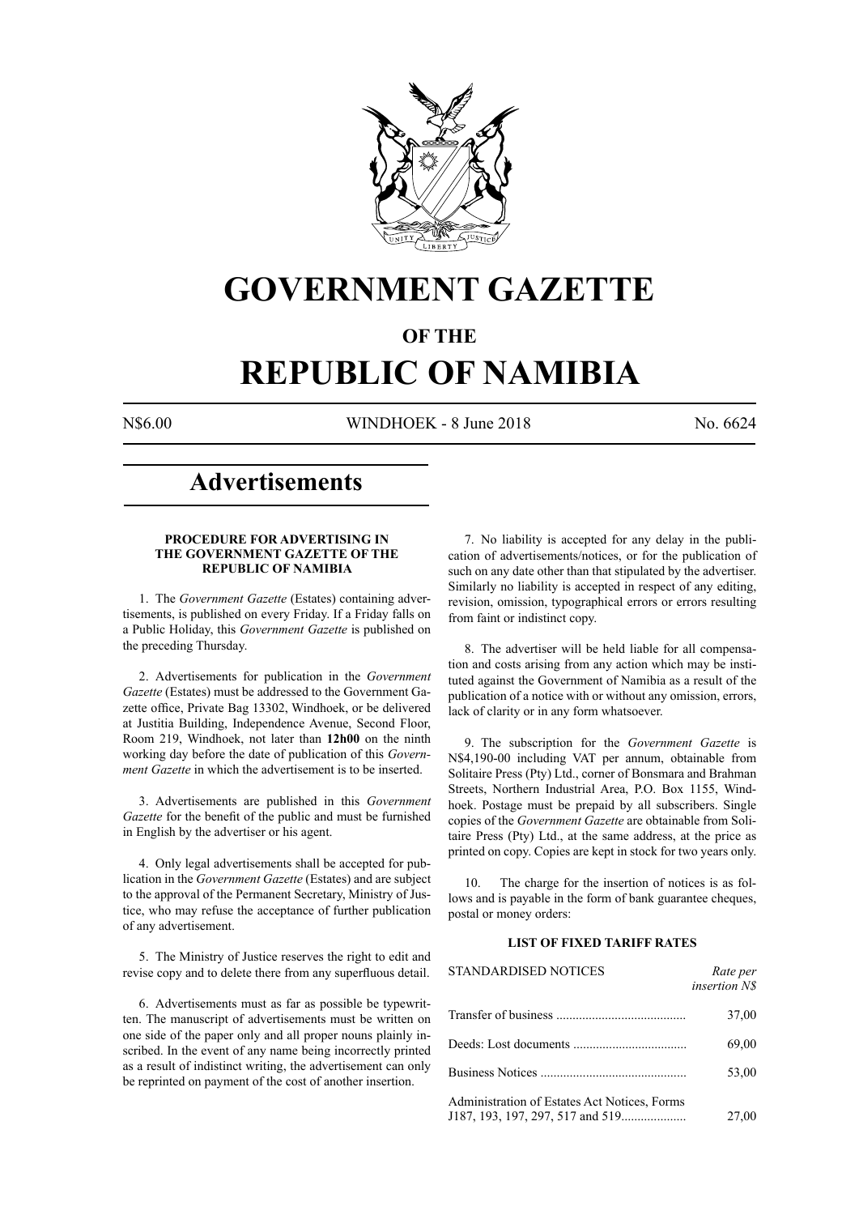# GOVERNMENT GAZETTE

## OF THE

# REPUBLIC OF NAMIBIA

N$6.00 WINDHOEK - 8 June 2018 No. 6624

# Advertisements

### PROCEDURE FOR ADVERTISING IN THE GOVERNMENT GAZETTE OF THE REPUBLIC OF NAMIBIA

1. The *Government Gazette* (Estates) containing advertisements, is published on every Friday. If a Friday falls on a Public Holiday, this *Government Gazette* is published on the preceding Thursday.

2. Advertisements for publication in the *Government Gazette* (Estates) must be addressed to the Government Gazette office, Private Bag 13302, Windhoek, or be delivered at Justitia Building, Independence Avenue, Second Floor, Room 219, Windhoek, not later than **12h00** on the ninth working day before the date of publication of this *Government Gazette* in which the advertisement is to be inserted.

3. Advertisements are published in this *Government Gazette* for the benefit of the public and must be furnished in English by the advertiser or his agent.

4. Only legal advertisements shall be accepted for publication in the *Government Gazette* (Estates) and are subject to the approval of the Permanent Secretary, Ministry of Justice, who may refuse the acceptance of further publication of any advertisement.

5. The Ministry of Justice reserves the right to edit and revise copy and to delete there from any superfluous detail.

6. Advertisements must as far as possible be typewritten. The manuscript of advertisements must be written on one side of the paper only and all proper nouns plainly inscribed. In the event of any name being incorrectly printed as a result of indistinct writing, the advertisement can only be reprinted on payment of the cost of another insertion.

7. No liability is accepted for any delay in the publication of advertisements/notices, or for the publication of such on any date other than that stipulated by the advertiser. Similarly no liability is accepted in respect of any editing, revision, omission, typographical errors or errors resulting from faint or indistinct copy.

8. The advertiser will be held liable for all compensation and costs arising from any action which may be instituted against the Government of Namibia as a result of the publication of a notice with or without any omission, errors, lack of clarity or in any form whatsoever.

9. The subscription for the *Government Gazette* is N$4,190-00 including VAT per annum, obtainable from Solitaire Press (Pty) Ltd., corner of Bonsmara and Brahman Streets, Northern Industrial Area, P.O. Box 1155, Windhoek. Postage must be prepaid by all subscribers. Single copies of the *Government Gazette* are obtainable from Solitaire Press (Pty) Ltd., at the same address, at the price as printed on copy. Copies are kept in stock for two years only.

10. The charge for the insertion of notices is as follows and is payable in the form of bank guarantee cheques, postal or money orders:

### LIST OF FIXED TARIFF RATES

| STANDARDISED NOTICES | *Rate per insertion N$* |
|---|---|
| Transfer of business | 37,00 |
| Deeds: Lost documents | 69,00 |
| Business Notices | 53,00 |
| Administration of Estates Act Notices, Forms J187, 193, 197, 297, 517 and 519 | 27,00 |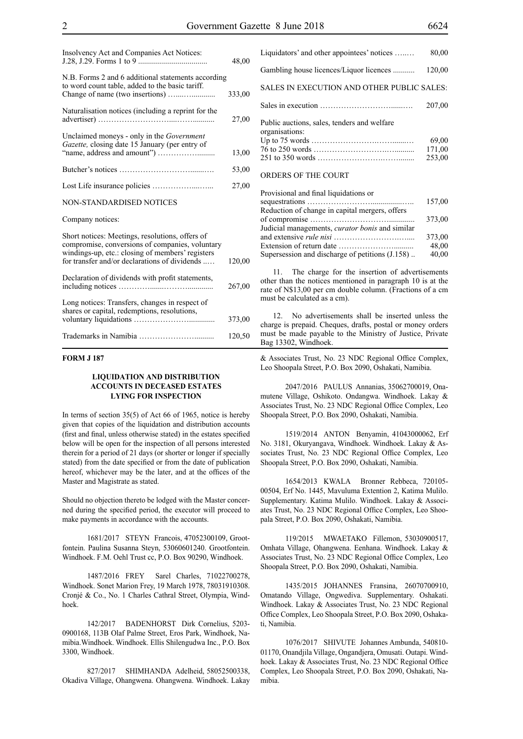| | |
|---|---|
| Insolvency Act and Companies Act Notices: J.28, J.29. Forms 1 to 9 | 48,00 |
| N.B. Forms 2 and 6 additional statements according to word count table, added to the basic tariff. Change of name (two insertions) | 333,00 |
| Naturalisation notices (including a reprint for the advertiser) | 27,00 |
| Unclaimed moneys - only in the *Government Gazette,* closing date 15 January (per entry of "name, address and amount") | 13,00 |
| Butcher's notices | 53,00 |
| Lost Life insurance policies | 27,00 |

NON-STANDARDISED NOTICES

Company notices:

| | |
|---|---|
| Short notices: Meetings, resolutions, offers of compromise, conversions of companies, voluntary windings-up, etc.: closing of members' registers for transfer and/or declarations of dividends | 120,00 |
| Declaration of dividends with profit statements, including notices | 267,00 |
| Long notices: Transfers, changes in respect of shares or capital, redemptions, resolutions, voluntary liquidations | 373,00 |
| Trademarks in Namibia | 120,50 |
| Liquidators' and other appointees' notices | 80,00 |
| Gambling house licences/Liquor licences | 120,00 |

SALES IN EXECUTION AND OTHER PUBLIC SALES:

| | |
|---|---|
| Sales in execution | 207,00 |
| Public auctions, sales, tenders and welfare organisations: | |
| Up to 75 words | 69,00 |
| 76 to 250 words | 171,00 |
| 251 to 350 words | 253,00 |

ORDERS OF THE COURT

| | |
|---|---|
| Provisional and final liquidations or sequestrations | 157,00 |
| Reduction of change in capital mergers, offers of compromise | 373,00 |
| Judicial managements, *curator bonis* and similar and extensive *rule nisi* | 373,00 |
| Extension of return date | 48,00 |
| Supersession and discharge of petitions (J.158) | 40,00 |

11. The charge for the insertion of advertisements other than the notices mentioned in paragraph 10 is at the rate of N$13,00 per cm double column. (Fractions of a cm must be calculated as a cm).

12. No advertisements shall be inserted unless the charge is prepaid. Cheques, drafts, postal or money orders must be made payable to the Ministry of Justice, Private Bag 13302, Windhoek.

**FORM J 187**

**LIQUIDATION AND DISTRIBUTION ACCOUNTS IN DECEASED ESTATES LYING FOR INSPECTION**

In terms of section 35(5) of Act 66 of 1965, notice is hereby given that copies of the liquidation and distribution accounts (first and final, unless otherwise stated) in the estates specified below will be open for the inspection of all persons interested therein for a period of 21 days (or shorter or longer if specially stated) from the date specified or from the date of publication hereof, whichever may be the later, and at the offices of the Master and Magistrate as stated.

Should no objection thereto be lodged with the Master concerned during the specified period, the executor will proceed to make payments in accordance with the accounts.

1681/2017 STEYN Francois, 47052300109, Grootfontein. Paulina Susanna Steyn, 53060601240. Grootfontein. Windhoek. F.M. Oehl Trust cc, P.O. Box 90290, Windhoek.

1487/2016 FREY Sarel Charles, 71022700278, Windhoek. Sonet Marion Frey, 19 March 1978, 78031910308. Cronjé & Co., No. 1 Charles Cathral Street, Olympia, Windhoek.

142/2017 BADENHORST Dirk Cornelius, 5203-0900168, 113B Olaf Palme Street, Eros Park, Windhoek, Namibia.Windhoek. Windhoek. Ellis Shilengudwa Inc., P.O. Box 3300, Windhoek.

827/2017 SHIMHANDA Adelheid, 58052500338, Okadiva Village, Ohangwena. Ohangwena. Windhoek. Lakay & Associates Trust, No. 23 NDC Regional Office Complex, Leo Shoopala Street, P.O. Box 2090, Oshakati, Namibia.

2047/2016 PAULUS Annanias, 35062700019, Onamutene Village, Oshikoto. Ondangwa. Windhoek. Lakay & Associates Trust, No. 23 NDC Regional Office Complex, Leo Shoopala Street, P.O. Box 2090, Oshakati, Namibia.

1519/2014 ANTON Benyamin, 41043000062, Erf No. 3181, Okuryangava, Windhoek. Windhoek. Lakay & Associates Trust, No. 23 NDC Regional Office Complex, Leo Shoopala Street, P.O. Box 2090, Oshakati, Namibia.

1654/2013 KWALA Bronner Rebbeca, 720105-00504, Erf No. 1445, Mavuluma Extention 2, Katima Mulilo. Supplementary. Katima Mulilo. Windhoek. Lakay & Associates Trust, No. 23 NDC Regional Office Complex, Leo Shoopala Street, P.O. Box 2090, Oshakati, Namibia.

119/2015 MWAETAKO Fillemon, 53030900517, Omhata Village, Ohangwena. Eenhana. Windhoek. Lakay & Associates Trust, No. 23 NDC Regional Office Complex, Leo Shoopala Street, P.O. Box 2090, Oshakati, Namibia.

1435/2015 JOHANNES Fransina, 26070700910, Omatando Village, Ongwediva. Supplementary. Oshakati. Windhoek. Lakay & Associates Trust, No. 23 NDC Regional Office Complex, Leo Shoopala Street, P.O. Box 2090, Oshakati, Namibia.

1076/2017 SHIVUTE Johannes Ambunda, 540810-01170, Onandjila Village, Ongandjera, Omusati. Outapi. Windhoek. Lakay & Associates Trust, No. 23 NDC Regional Office Complex, Leo Shoopala Street, P.O. Box 2090, Oshakati, Namibia.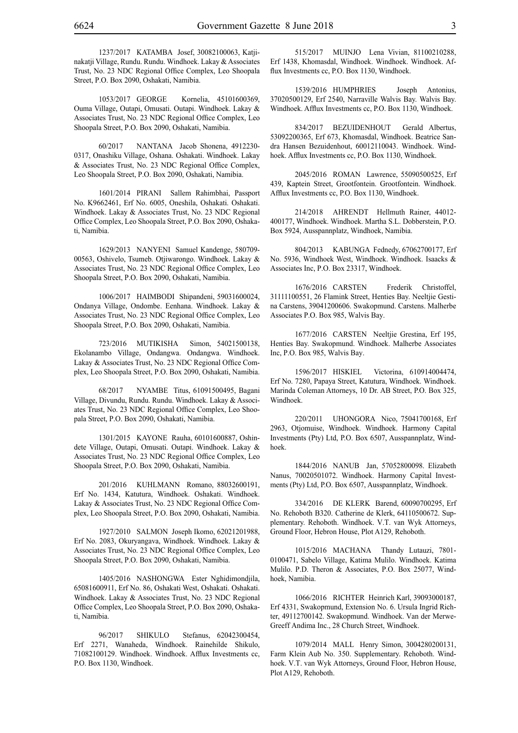1237/2017 KATAMBA Josef, 30082100063, Katjinakatji Village, Rundu. Rundu. Windhoek. Lakay & Associates Trust, No. 23 NDC Regional Office Complex, Leo Shoopala Street, P.O. Box 2090, Oshakati, Namibia.

1053/2017 GEORGE Kornelia, 45101600369, Ouma Village, Outapi, Omusati. Outapi. Windhoek. Lakay & Associates Trust, No. 23 NDC Regional Office Complex, Leo Shoopala Street, P.O. Box 2090, Oshakati, Namibia.

60/2017 NANTANA Jacob Shonena, 4912230-0317, Onashiku Village, Oshana. Oshakati. Windhoek. Lakay & Associates Trust, No. 23 NDC Regional Office Complex, Leo Shoopala Street, P.O. Box 2090, Oshakati, Namibia.

1601/2014 PIRANI Sallem Rahimbhai, Passport No. K9662461, Erf No. 6005, Oneshila, Oshakati. Oshakati. Windhoek. Lakay & Associates Trust, No. 23 NDC Regional Office Complex, Leo Shoopala Street, P.O. Box 2090, Oshakati, Namibia.

1629/2013 NANYENI Samuel Kandenge, 580709-00563, Oshivelo, Tsumeb. Otjiwarongo. Windhoek. Lakay & Associates Trust, No. 23 NDC Regional Office Complex, Leo Shoopala Street, P.O. Box 2090, Oshakati, Namibia.

1006/2017 HAIMBODI Shipandeni, 59031600024, Ondanya Village, Ondombe. Eenhana. Windhoek. Lakay & Associates Trust, No. 23 NDC Regional Office Complex, Leo Shoopala Street, P.O. Box 2090, Oshakati, Namibia.

723/2016 MUTIKISHA Simon, 54021500138, Ekolanambo Village, Ondangwa. Ondangwa. Windhoek. Lakay & Associates Trust, No. 23 NDC Regional Office Complex, Leo Shoopala Street, P.O. Box 2090, Oshakati, Namibia.

68/2017 NYAMBE Titus, 61091500495, Bagani Village, Divundu, Rundu. Rundu. Windhoek. Lakay & Associates Trust, No. 23 NDC Regional Office Complex, Leo Shoopala Street, P.O. Box 2090, Oshakati, Namibia.

1301/2015 KAYONE Rauha, 60101600887, Oshindete Village, Outapi, Omusati. Outapi. Windhoek. Lakay & Associates Trust, No. 23 NDC Regional Office Complex, Leo Shoopala Street, P.O. Box 2090, Oshakati, Namibia.

201/2016 KUHLMANN Romano, 88032600191, Erf No. 1434, Katutura, Windhoek. Oshakati. Windhoek. Lakay & Associates Trust, No. 23 NDC Regional Office Complex, Leo Shoopala Street, P.O. Box 2090, Oshakati, Namibia.

1927/2010 SALMON Joseph Ikomo, 62021201988, Erf No. 2083, Okuryangava, Windhoek. Windhoek. Lakay & Associates Trust, No. 23 NDC Regional Office Complex, Leo Shoopala Street, P.O. Box 2090, Oshakati, Namibia.

1405/2016 NASHONGWA Ester Nghidimondjila, 65081600911, Erf No. 86, Oshakati West, Oshakati. Oshakati. Windhoek. Lakay & Associates Trust, No. 23 NDC Regional Office Complex, Leo Shoopala Street, P.O. Box 2090, Oshakati, Namibia.

96/2017 SHIKULO Stefanus, 62042300454, Erf 2271, Wanaheda, Windhoek. Rainehilde Shikulo, 71082100129. Windhoek. Windhoek. Afflux Investments cc, P.O. Box 1130, Windhoek.

515/2017 MUINJO Lena Vivian, 81100210288, Erf 1438, Khomasdal, Windhoek. Windhoek. Windhoek. Afflux Investments cc, P.O. Box 1130, Windhoek.

1539/2016 HUMPHRIES Joseph Antonius, 37020500129, Erf 2540, Narraville Walvis Bay. Walvis Bay. Windhoek. Afflux Investments cc, P.O. Box 1130, Windhoek.

834/2017 BEZUIDENHOUT Gerald Albertus, 53092200365, Erf 673, Khomasdal, Windhoek. Beatrice Sandra Hansen Bezuidenhout, 60012110043. Windhoek. Windhoek. Afflux Investments cc, P.O. Box 1130, Windhoek.

2045/2016 ROMAN Lawrence, 55090500525, Erf 439, Kaptein Street, Grootfontein. Grootfontein. Windhoek. Afflux Investments cc, P.O. Box 1130, Windhoek.

214/2018 AHRENDT Hellmuth Rainer, 44012-400177, Windhoek. Windhoek. Martha S.L. Dobberstein, P.O. Box 5924, Ausspannplatz, Windhoek, Namibia.

804/2013 KABUNGA Fednedy, 67062700177, Erf No. 5936, Windhoek West, Windhoek. Windhoek. Isaacks & Associates Inc, P.O. Box 23317, Windhoek.

1676/2016 CARSTEN Frederik Christoffel, 31111100551, 26 Flamink Street, Henties Bay. Neeltjie Gestina Carstens, 39041200606. Swakopmund. Carstens. Malherbe Associates P.O. Box 985, Walvis Bay.

1677/2016 CARSTEN Neeltjie Grestina, Erf 195, Henties Bay. Swakopmund. Windhoek. Malherbe Associates Inc, P.O. Box 985, Walvis Bay.

1596/2017 HISKIEL Victorina, 610914004474, Erf No. 7280, Papaya Street, Katutura, Windhoek. Windhoek. Marinda Coleman Attorneys, 10 Dr. AB Street, P.O. Box 325, Windhoek.

220/2011 UHONGORA Nico, 75041700168, Erf 2963, Otjomuise, Windhoek. Windhoek. Harmony Capital Investments (Pty) Ltd, P.O. Box 6507, Ausspannplatz, Windhoek.

1844/2016 NANUB Jan, 57052800098. Elizabeth Nanus, 70020501072. Windhoek. Harmony Capital Investments (Pty) Ltd, P.O. Box 6507, Ausspannplatz, Windhoek.

334/2016 DE KLERK Barend, 60090700295, Erf No. Rehoboth B320. Catherine de Klerk, 64110500672. Supplementary. Rehoboth. Windhoek. V.T. van Wyk Attorneys, Ground Floor, Hebron House, Plot A129, Rehoboth.

1015/2016 MACHANA Thandy Lutauzi, 7801-0100471, Sabelo Village, Katima Mulilo. Windhoek. Katima Mulilo. P.D. Theron & Associates, P.O. Box 25077, Windhoek, Namibia.

1066/2016 RICHTER Heinrich Karl, 39093000187, Erf 4331, Swakopmund, Extension No. 6. Ursula Ingrid Richter, 49112700142. Swakopmund. Windhoek. Van der Merwe-Greeff Andima Inc., 28 Church Street, Windhoek.

1079/2014 MALL Henry Simon, 3004280200131, Farm Klein Aub No. 350. Supplementary. Rehoboth. Windhoek. V.T. van Wyk Attorneys, Ground Floor, Hebron House, Plot A129, Rehoboth.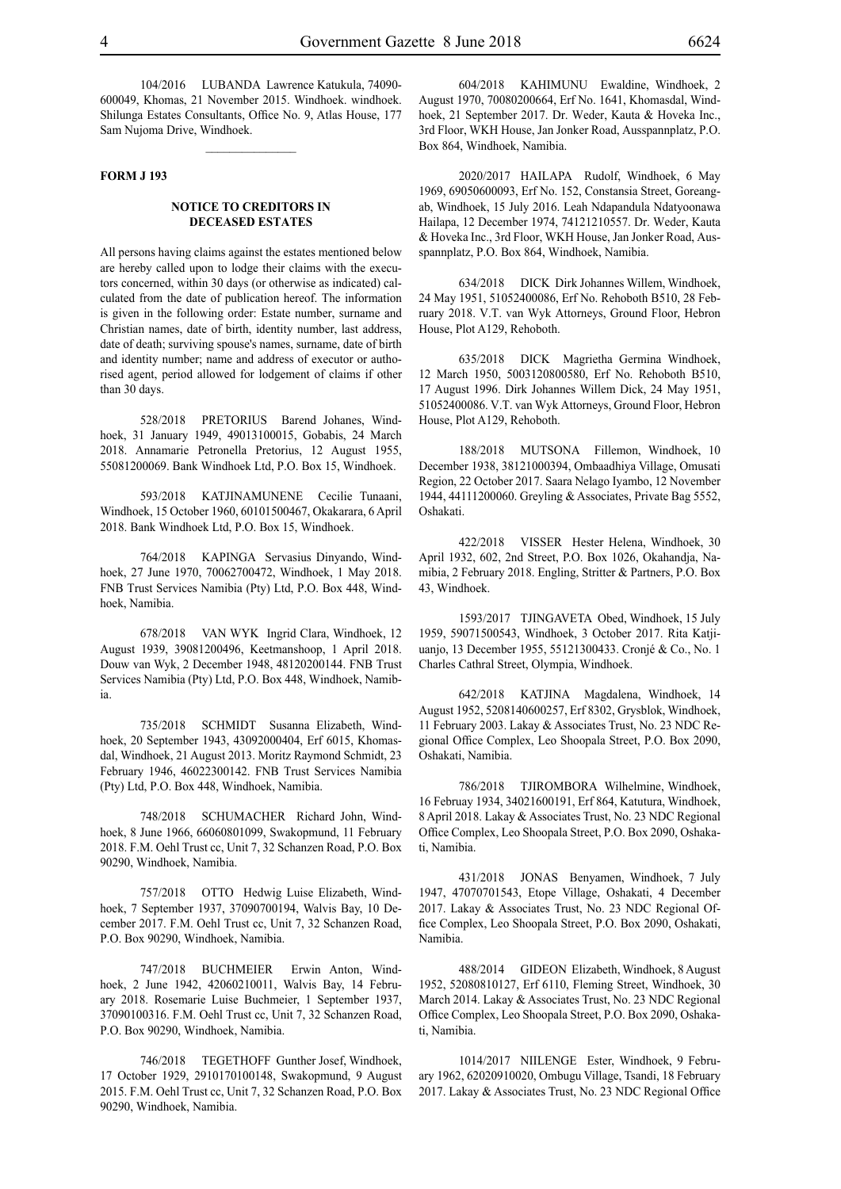104/2016 LUBANDA Lawrence Katukula, 74090-600049, Khomas, 21 November 2015. Windhoek. windhoek. Shilunga Estates Consultants, Office No. 9, Atlas House, 177 Sam Nujoma Drive, Windhoek.

**FORM J 193**

**NOTICE TO CREDITORS IN DECEASED ESTATES**

All persons having claims against the estates mentioned below are hereby called upon to lodge their claims with the executors concerned, within 30 days (or otherwise as indicated) calculated from the date of publication hereof. The information is given in the following order: Estate number, surname and Christian names, date of birth, identity number, last address, date of death; surviving spouse's names, surname, date of birth and identity number; name and address of executor or authorised agent, period allowed for lodgement of claims if other than 30 days.

528/2018 PRETORIUS Barend Johanes, Windhoek, 31 January 1949, 49013100015, Gobabis, 24 March 2018. Annamarie Petronella Pretorius, 12 August 1955, 55081200069. Bank Windhoek Ltd, P.O. Box 15, Windhoek.

593/2018 KATJINAMUNENE Cecilie Tunaani, Windhoek, 15 October 1960, 60101500467, Okakarara, 6 April 2018. Bank Windhoek Ltd, P.O. Box 15, Windhoek.

764/2018 KAPINGA Servasius Dinyando, Windhoek, 27 June 1970, 70062700472, Windhoek, 1 May 2018. FNB Trust Services Namibia (Pty) Ltd, P.O. Box 448, Windhoek, Namibia.

678/2018 VAN WYK Ingrid Clara, Windhoek, 12 August 1939, 39081200496, Keetmanshoop, 1 April 2018. Douw van Wyk, 2 December 1948, 48120200144. FNB Trust Services Namibia (Pty) Ltd, P.O. Box 448, Windhoek, Namibia.

735/2018 SCHMIDT Susanna Elizabeth, Windhoek, 20 September 1943, 43092000404, Erf 6015, Khomasdal, Windhoek, 21 August 2013. Moritz Raymond Schmidt, 23 February 1946, 46022300142. FNB Trust Services Namibia (Pty) Ltd, P.O. Box 448, Windhoek, Namibia.

748/2018 SCHUMACHER Richard John, Windhoek, 8 June 1966, 66060801099, Swakopmund, 11 February 2018. F.M. Oehl Trust cc, Unit 7, 32 Schanzen Road, P.O. Box 90290, Windhoek, Namibia.

757/2018 OTTO Hedwig Luise Elizabeth, Windhoek, 7 September 1937, 37090700194, Walvis Bay, 10 December 2017. F.M. Oehl Trust cc, Unit 7, 32 Schanzen Road, P.O. Box 90290, Windhoek, Namibia.

747/2018 BUCHMEIER Erwin Anton, Windhoek, 2 June 1942, 42060210011, Walvis Bay, 14 February 2018. Rosemarie Luise Buchmeier, 1 September 1937, 37090100316. F.M. Oehl Trust cc, Unit 7, 32 Schanzen Road, P.O. Box 90290, Windhoek, Namibia.

746/2018 TEGETHOFF Gunther Josef, Windhoek, 17 October 1929, 2910170100148, Swakopmund, 9 August 2015. F.M. Oehl Trust cc, Unit 7, 32 Schanzen Road, P.O. Box 90290, Windhoek, Namibia.

604/2018 KAHIMUNU Ewaldine, Windhoek, 2 August 1970, 70080200664, Erf No. 1641, Khomasdal, Windhoek, 21 September 2017. Dr. Weder, Kauta & Hoveka Inc., 3rd Floor, WKH House, Jan Jonker Road, Ausspannplatz, P.O. Box 864, Windhoek, Namibia.

2020/2017 HAILAPA Rudolf, Windhoek, 6 May 1969, 69050600093, Erf No. 152, Constansia Street, Goreangab, Windhoek, 15 July 2016. Leah Ndapandula Ndatyoonawa Hailapa, 12 December 1974, 74121210557. Dr. Weder, Kauta & Hoveka Inc., 3rd Floor, WKH House, Jan Jonker Road, Ausspannplatz, P.O. Box 864, Windhoek, Namibia.

634/2018 DICK Dirk Johannes Willem, Windhoek, 24 May 1951, 51052400086, Erf No. Rehoboth B510, 28 February 2018. V.T. van Wyk Attorneys, Ground Floor, Hebron House, Plot A129, Rehoboth.

635/2018 DICK Magrietha Germina Windhoek, 12 March 1950, 5003120800580, Erf No. Rehoboth B510, 17 August 1996. Dirk Johannes Willem Dick, 24 May 1951, 51052400086. V.T. van Wyk Attorneys, Ground Floor, Hebron House, Plot A129, Rehoboth.

188/2018 MUTSONA Fillemon, Windhoek, 10 December 1938, 38121000394, Ombaadhiya Village, Omusati Region, 22 October 2017. Saara Nelago Iyambo, 12 November 1944, 44111200060. Greyling & Associates, Private Bag 5552, Oshakati.

422/2018 VISSER Hester Helena, Windhoek, 30 April 1932, 602, 2nd Street, P.O. Box 1026, Okahandja, Namibia, 2 February 2018. Engling, Stritter & Partners, P.O. Box 43, Windhoek.

1593/2017 TJINGAVETA Obed, Windhoek, 15 July 1959, 59071500543, Windhoek, 3 October 2017. Rita Katjiuanjo, 13 December 1955, 55121300433. Cronjé & Co., No. 1 Charles Cathral Street, Olympia, Windhoek.

642/2018 KATJINA Magdalena, Windhoek, 14 August 1952, 5208140600257, Erf 8302, Grysblok, Windhoek, 11 February 2003. Lakay & Associates Trust, No. 23 NDC Regional Office Complex, Leo Shoopala Street, P.O. Box 2090, Oshakati, Namibia.

786/2018 TJIROMBORA Wilhelmine, Windhoek, 16 Februay 1934, 34021600191, Erf 864, Katutura, Windhoek, 8 April 2018. Lakay & Associates Trust, No. 23 NDC Regional Office Complex, Leo Shoopala Street, P.O. Box 2090, Oshakati, Namibia.

431/2018 JONAS Benyamen, Windhoek, 7 July 1947, 47070701543, Etope Village, Oshakati, 4 December 2017. Lakay & Associates Trust, No. 23 NDC Regional Office Complex, Leo Shoopala Street, P.O. Box 2090, Oshakati, Namibia.

488/2014 GIDEON Elizabeth, Windhoek, 8 August 1952, 52080810127, Erf 6110, Fleming Street, Windhoek, 30 March 2014. Lakay & Associates Trust, No. 23 NDC Regional Office Complex, Leo Shoopala Street, P.O. Box 2090, Oshakati, Namibia.

1014/2017 NIILENGE Ester, Windhoek, 9 February 1962, 62020910020, Ombugu Village, Tsandi, 18 February 2017. Lakay & Associates Trust, No. 23 NDC Regional Office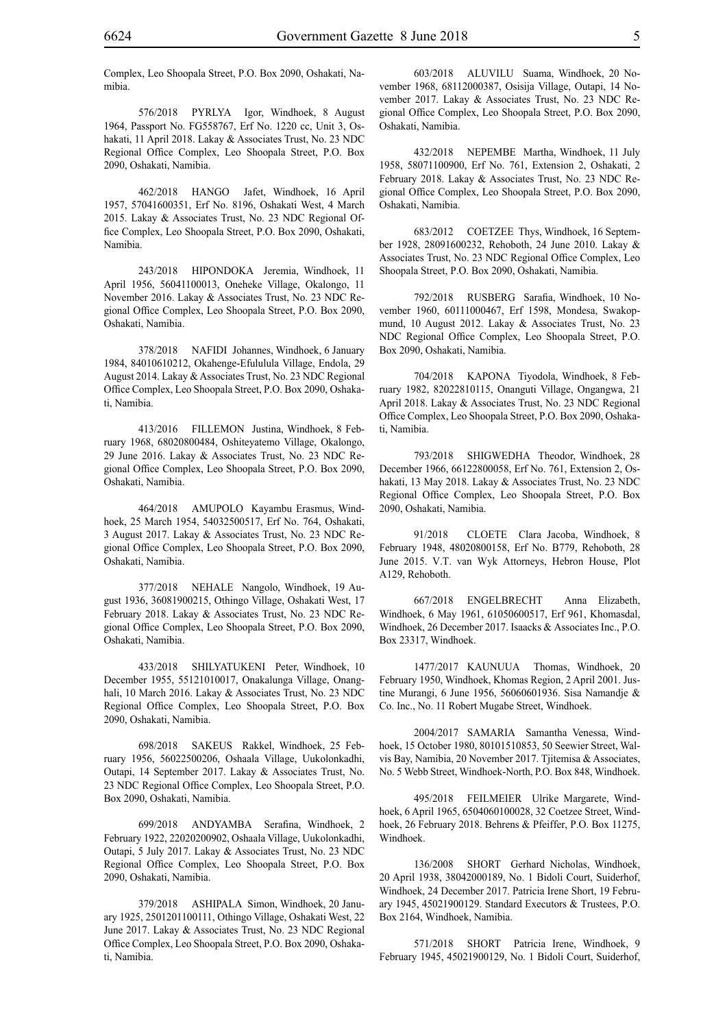Complex, Leo Shoopala Street, P.O. Box 2090, Oshakati, Namibia.

576/2018 PYRLYA Igor, Windhoek, 8 August 1964, Passport No. FG558767, Erf No. 1220 cc, Unit 3, Oshakati, 11 April 2018. Lakay & Associates Trust, No. 23 NDC Regional Office Complex, Leo Shoopala Street, P.O. Box 2090, Oshakati, Namibia.

462/2018 HANGO Jafet, Windhoek, 16 April 1957, 57041600351, Erf No. 8196, Oshakati West, 4 March 2015. Lakay & Associates Trust, No. 23 NDC Regional Office Complex, Leo Shoopala Street, P.O. Box 2090, Oshakati, Namibia.

243/2018 HIPONDOKA Jeremia, Windhoek, 11 April 1956, 56041100013, Oneheke Village, Okalongo, 11 November 2016. Lakay & Associates Trust, No. 23 NDC Regional Office Complex, Leo Shoopala Street, P.O. Box 2090, Oshakati, Namibia.

378/2018 NAFIDI Johannes, Windhoek, 6 January 1984, 84010610212, Okahenge-Efululula Village, Endola, 29 August 2014. Lakay & Associates Trust, No. 23 NDC Regional Office Complex, Leo Shoopala Street, P.O. Box 2090, Oshakati, Namibia.

413/2016 FILLEMON Justina, Windhoek, 8 February 1968, 68020800484, Oshiteyatemo Village, Okalongo, 29 June 2016. Lakay & Associates Trust, No. 23 NDC Regional Office Complex, Leo Shoopala Street, P.O. Box 2090, Oshakati, Namibia.

464/2018 AMUPOLO Kayambu Erasmus, Windhoek, 25 March 1954, 54032500517, Erf No. 764, Oshakati, 3 August 2017. Lakay & Associates Trust, No. 23 NDC Regional Office Complex, Leo Shoopala Street, P.O. Box 2090, Oshakati, Namibia.

377/2018 NEHALE Nangolo, Windhoek, 19 August 1936, 36081900215, Othingo Village, Oshakati West, 17 February 2018. Lakay & Associates Trust, No. 23 NDC Regional Office Complex, Leo Shoopala Street, P.O. Box 2090, Oshakati, Namibia.

433/2018 SHILYATUKENI Peter, Windhoek, 10 December 1955, 55121010017, Onakalunga Village, Onanghali, 10 March 2016. Lakay & Associates Trust, No. 23 NDC Regional Office Complex, Leo Shoopala Street, P.O. Box 2090, Oshakati, Namibia.

698/2018 SAKEUS Rakkel, Windhoek, 25 February 1956, 56022500206, Oshaala Village, Uukolonkadhi, Outapi, 14 September 2017. Lakay & Associates Trust, No. 23 NDC Regional Office Complex, Leo Shoopala Street, P.O. Box 2090, Oshakati, Namibia.

699/2018 ANDYAMBA Serafina, Windhoek, 2 February 1922, 22020200902, Oshaala Village, Uukolonkadhi, Outapi, 5 July 2017. Lakay & Associates Trust, No. 23 NDC Regional Office Complex, Leo Shoopala Street, P.O. Box 2090, Oshakati, Namibia.

379/2018 ASHIPALA Simon, Windhoek, 20 January 1925, 2501201100111, Othingo Village, Oshakati West, 22 June 2017. Lakay & Associates Trust, No. 23 NDC Regional Office Complex, Leo Shoopala Street, P.O. Box 2090, Oshakati, Namibia.

603/2018 ALUVILU Suama, Windhoek, 20 November 1968, 68112000387, Osisija Village, Outapi, 14 November 2017. Lakay & Associates Trust, No. 23 NDC Regional Office Complex, Leo Shoopala Street, P.O. Box 2090, Oshakati, Namibia.

432/2018 NEPEMBE Martha, Windhoek, 11 July 1958, 58071100900, Erf No. 761, Extension 2, Oshakati, 2 February 2018. Lakay & Associates Trust, No. 23 NDC Regional Office Complex, Leo Shoopala Street, P.O. Box 2090, Oshakati, Namibia.

683/2012 COETZEE Thys, Windhoek, 16 September 1928, 28091600232, Rehoboth, 24 June 2010. Lakay & Associates Trust, No. 23 NDC Regional Office Complex, Leo Shoopala Street, P.O. Box 2090, Oshakati, Namibia.

792/2018 RUSBERG Sarafia, Windhoek, 10 November 1960, 60111000467, Erf 1598, Mondesa, Swakopmund, 10 August 2012. Lakay & Associates Trust, No. 23 NDC Regional Office Complex, Leo Shoopala Street, P.O. Box 2090, Oshakati, Namibia.

704/2018 KAPONA Tiyodola, Windhoek, 8 February 1982, 82022810115, Onanguti Village, Ongangwa, 21 April 2018. Lakay & Associates Trust, No. 23 NDC Regional Office Complex, Leo Shoopala Street, P.O. Box 2090, Oshakati, Namibia.

793/2018 SHIGWEDHA Theodor, Windhoek, 28 December 1966, 66122800058, Erf No. 761, Extension 2, Oshakati, 13 May 2018. Lakay & Associates Trust, No. 23 NDC Regional Office Complex, Leo Shoopala Street, P.O. Box 2090, Oshakati, Namibia.

91/2018 CLOETE Clara Jacoba, Windhoek, 8 February 1948, 48020800158, Erf No. B779, Rehoboth, 28 June 2015. V.T. van Wyk Attorneys, Hebron House, Plot A129, Rehoboth.

667/2018 ENGELBRECHT Anna Elizabeth, Windhoek, 6 May 1961, 61050600517, Erf 961, Khomasdal, Windhoek, 26 December 2017. Isaacks & Associates Inc., P.O. Box 23317, Windhoek.

1477/2017 KAUNUUA Thomas, Windhoek, 20 February 1950, Windhoek, Khomas Region, 2 April 2001. Justine Murangi, 6 June 1956, 56060601936. Sisa Namandje & Co. Inc., No. 11 Robert Mugabe Street, Windhoek.

2004/2017 SAMARIA Samantha Venessa, Windhoek, 15 October 1980, 80101510853, 50 Seewier Street, Walvis Bay, Namibia, 20 November 2017. Tjitemisa & Associates, No. 5 Webb Street, Windhoek-North, P.O. Box 848, Windhoek.

495/2018 FEILMEIER Ulrike Margarete, Windhoek, 6 April 1965, 6504060100028, 32 Coetzee Street, Windhoek, 26 February 2018. Behrens & Pfeiffer, P.O. Box 11275, Windhoek.

136/2008 SHORT Gerhard Nicholas, Windhoek, 20 April 1938, 38042000189, No. 1 Bidoli Court, Suiderhof, Windhoek, 24 December 2017. Patricia Irene Short, 19 February 1945, 45021900129. Standard Executors & Trustees, P.O. Box 2164, Windhoek, Namibia.

571/2018 SHORT Patricia Irene, Windhoek, 9 February 1945, 45021900129, No. 1 Bidoli Court, Suiderhof,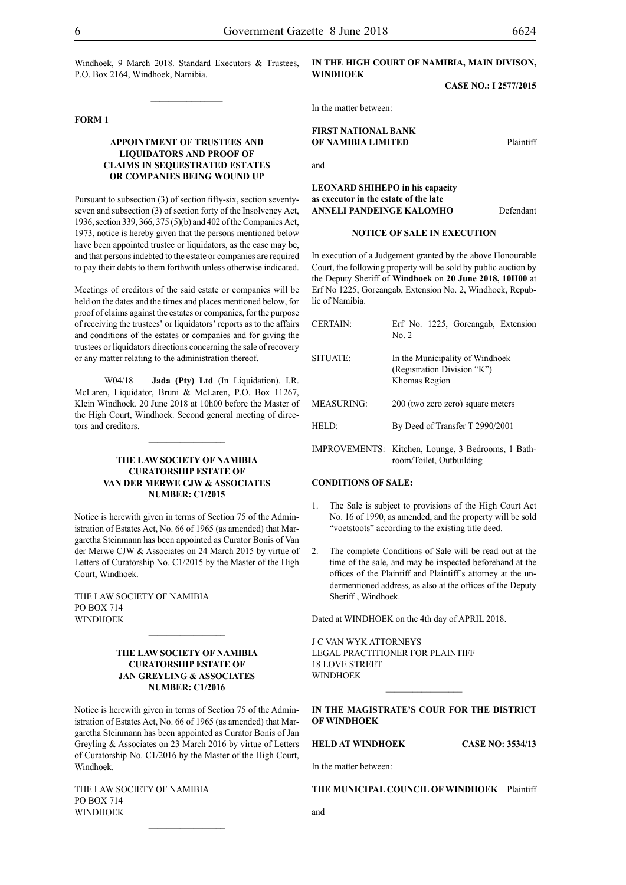Windhoek, 9 March 2018. Standard Executors & Trustees, P.O. Box 2164, Windhoek, Namibia.

---

**FORM 1**

**APPOINTMENT OF TRUSTEES AND LIQUIDATORS AND PROOF OF CLAIMS IN SEQUESTRATED ESTATES OR COMPANIES BEING WOUND UP**

Pursuant to subsection (3) of section fifty-six, section seventy-seven and subsection (3) of section forty of the Insolvency Act, 1936, section 339, 366, 375 (5)(b) and 402 of the Companies Act, 1973, notice is hereby given that the persons mentioned below have been appointed trustee or liquidators, as the case may be, and that persons indebted to the estate or companies are required to pay their debts to them forthwith unless otherwise indicated.

Meetings of creditors of the said estate or companies will be held on the dates and the times and places mentioned below, for proof of claims against the estates or companies, for the purpose of receiving the trustees' or liquidators' reports as to the affairs and conditions of the estates or companies and for giving the trustees or liquidators directions concerning the sale of recovery or any matter relating to the administration thereof.

W04/18 **Jada (Pty) Ltd** (In Liquidation). I.R. McLaren, Liquidator, Bruni & McLaren, P.O. Box 11267, Klein Windhoek. 20 June 2018 at 10h00 before the Master of the High Court, Windhoek. Second general meeting of directors and creditors.

---

**THE LAW SOCIETY OF NAMIBIA CURATORSHIP ESTATE OF VAN DER MERWE CJW & ASSOCIATES NUMBER: C1/2015**

Notice is herewith given in terms of Section 75 of the Administration of Estates Act, No. 66 of 1965 (as amended) that Margaretha Steinmann has been appointed as Curator Bonis of Van der Merwe CJW & Associates on 24 March 2015 by virtue of Letters of Curatorship No. C1/2015 by the Master of the High Court, Windhoek.

THE LAW SOCIETY OF NAMIBIA
PO BOX 714
WINDHOEK

---

**THE LAW SOCIETY OF NAMIBIA CURATORSHIP ESTATE OF JAN GREYLING & ASSOCIATES NUMBER: C1/2016**

Notice is herewith given in terms of Section 75 of the Administration of Estates Act, No. 66 of 1965 (as amended) that Margaretha Steinmann has been appointed as Curator Bonis of Jan Greyling & Associates on 23 March 2016 by virtue of Letters of Curatorship No. C1/2016 by the Master of the High Court, Windhoek.

THE LAW SOCIETY OF NAMIBIA
PO BOX 714
WINDHOEK

---

**IN THE HIGH COURT OF NAMIBIA, MAIN DIVISON, WINDHOEK**

**CASE NO.: I 2577/2015**

In the matter between:

**FIRST NATIONAL BANK OF NAMIBIA LIMITED** Plaintiff

and

**LEONARD SHIHEPO in his capacity as executor in the estate of the late ANNELI PANDEINGE KALOMHO** Defendant

**NOTICE OF SALE IN EXECUTION**

In execution of a Judgement granted by the above Honourable Court, the following property will be sold by public auction by the Deputy Sheriff of **Windhoek** on **20 June 2018, 10H00** at Erf No 1225, Goreangab, Extension No. 2, Windhoek, Republic of Namibia.

| | |
|---|---|
| CERTAIN: | Erf No. 1225, Goreangab, Extension No. 2 |
| SITUATE: | In the Municipality of Windhoek (Registration Division "K") Khomas Region |
| MEASURING: | 200 (two zero zero) square meters |
| HELD: | By Deed of Transfer T 2990/2001 |
| IMPROVEMENTS: | Kitchen, Lounge, 3 Bedrooms, 1 Bathroom/Toilet, Outbuilding |

**CONDITIONS OF SALE:**

1. The Sale is subject to provisions of the High Court Act No. 16 of 1990, as amended, and the property will be sold "voetstoots" according to the existing title deed.

2. The complete Conditions of Sale will be read out at the time of the sale, and may be inspected beforehand at the offices of the Plaintiff and Plaintiff's attorney at the undermentioned address, as also at the offices of the Deputy Sheriff , Windhoek.

Dated at WINDHOEK on the 4th day of APRIL 2018.

J C VAN WYK ATTORNEYS
LEGAL PRACTITIONER FOR PLAINTIFF
18 LOVE STREET
WINDHOEK

---

**IN THE MAGISTRATE'S COUR FOR THE DISTRICT OF WINDHOEK**

**HELD AT WINDHOEK** **CASE NO: 3534/13**

In the matter between:

**THE MUNICIPAL COUNCIL OF WINDHOEK** Plaintiff

and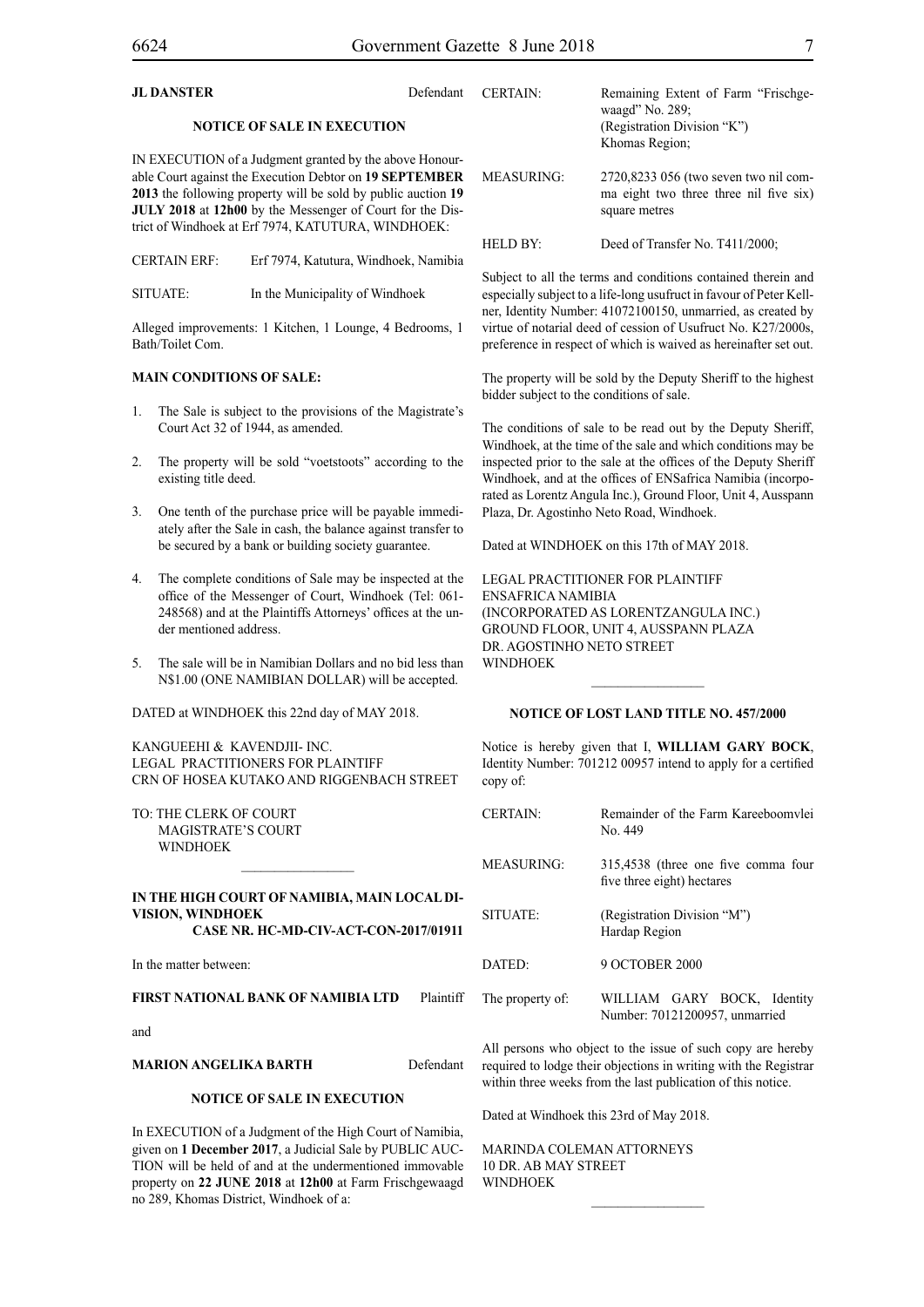**JL DANSTER** Defendant

**NOTICE OF SALE IN EXECUTION**

IN EXECUTION of a Judgment granted by the above Honourable Court against the Execution Debtor on **19 SEPTEMBER 2013** the following property will be sold by public auction **19 JULY 2018** at **12h00** by the Messenger of Court for the District of Windhoek at Erf 7974, KATUTURA, WINDHOEK:

| | |
|---|---|
| CERTAIN ERF: | Erf 7974, Katutura, Windhoek, Namibia |
| SITUATE: | In the Municipality of Windhoek |

Alleged improvements: 1 Kitchen, 1 Lounge, 4 Bedrooms, 1 Bath/Toilet Com.

**MAIN CONDITIONS OF SALE:**

1. The Sale is subject to the provisions of the Magistrate's Court Act 32 of 1944, as amended.
2. The property will be sold "voetstoots" according to the existing title deed.
3. One tenth of the purchase price will be payable immediately after the Sale in cash, the balance against transfer to be secured by a bank or building society guarantee.
4. The complete conditions of Sale may be inspected at the office of the Messenger of Court, Windhoek (Tel: 061-248568) and at the Plaintiffs Attorneys' offices at the under mentioned address.
5. The sale will be in Namibian Dollars and no bid less than N$1.00 (ONE NAMIBIAN DOLLAR) will be accepted.

DATED at WINDHOEK this 22nd day of MAY 2018.

KANGUEEHI & KAVENDJII- INC.
LEGAL PRACTITIONERS FOR PLAINTIFF
CRN OF HOSEA KUTAKO AND RIGGENBACH STREET

TO: THE CLERK OF COURT
MAGISTRATE'S COURT
WINDHOEK

________________

**IN THE HIGH COURT OF NAMIBIA, MAIN LOCAL DIVISION, WINDHOEK**
**CASE NR. HC-MD-CIV-ACT-CON-2017/01911**

In the matter between:

**FIRST NATIONAL BANK OF NAMIBIA LTD** Plaintiff

and

**MARION ANGELIKA BARTH** Defendant

**NOTICE OF SALE IN EXECUTION**

In EXECUTION of a Judgment of the High Court of Namibia, given on **1 December 2017**, a Judicial Sale by PUBLIC AUCTION will be held of and at the undermentioned immovable property on **22 JUNE 2018** at **12h00** at Farm Frischgewaagd no 289, Khomas District, Windhoek of a:

| | |
|---|---|
| CERTAIN: | Remaining Extent of Farm "Frischgewaagd" No. 289; (Registration Division "K") Khomas Region; |
| MEASURING: | 2720,8233 056 (two seven two nil comma eight two three three nil five six) square metres |
| HELD BY: | Deed of Transfer No. T411/2000; |

Subject to all the terms and conditions contained therein and especially subject to a life-long usufruct in favour of Peter Kellner, Identity Number: 41072100150, unmarried, as created by virtue of notarial deed of cession of Usufruct No. K27/2000s, preference in respect of which is waived as hereinafter set out.

The property will be sold by the Deputy Sheriff to the highest bidder subject to the conditions of sale.

The conditions of sale to be read out by the Deputy Sheriff, Windhoek, at the time of the sale and which conditions may be inspected prior to the sale at the offices of the Deputy Sheriff Windhoek, and at the offices of ENSafrica Namibia (incorporated as Lorentz Angula Inc.), Ground Floor, Unit 4, Ausspann Plaza, Dr. Agostinho Neto Road, Windhoek.

Dated at WINDHOEK on this 17th of MAY 2018.

LEGAL PRACTITIONER FOR PLAINTIFF
ENSAFRICA NAMIBIA
(INCORPORATED AS LORENTZANGULA INC.)
GROUND FLOOR, UNIT 4, AUSSPANN PLAZA
DR. AGOSTINHO NETO STREET
WINDHOEK

________________

**NOTICE OF LOST LAND TITLE NO. 457/2000**

Notice is hereby given that I, **WILLIAM GARY BOCK**, Identity Number: 701212 00957 intend to apply for a certified copy of:

| | |
|---|---|
| CERTAIN: | Remainder of the Farm Kareeboomvlei No. 449 |
| MEASURING: | 315,4538 (three one five comma four five three eight) hectares |
| SITUATE: | (Registration Division "M") Hardap Region |
| DATED: | 9 OCTOBER 2000 |
| The property of: | WILLIAM GARY BOCK, Identity Number: 70121200957, unmarried |

All persons who object to the issue of such copy are hereby required to lodge their objections in writing with the Registrar within three weeks from the last publication of this notice.

Dated at Windhoek this 23rd of May 2018.

MARINDA COLEMAN ATTORNEYS
10 DR. AB MAY STREET
WINDHOEK

________________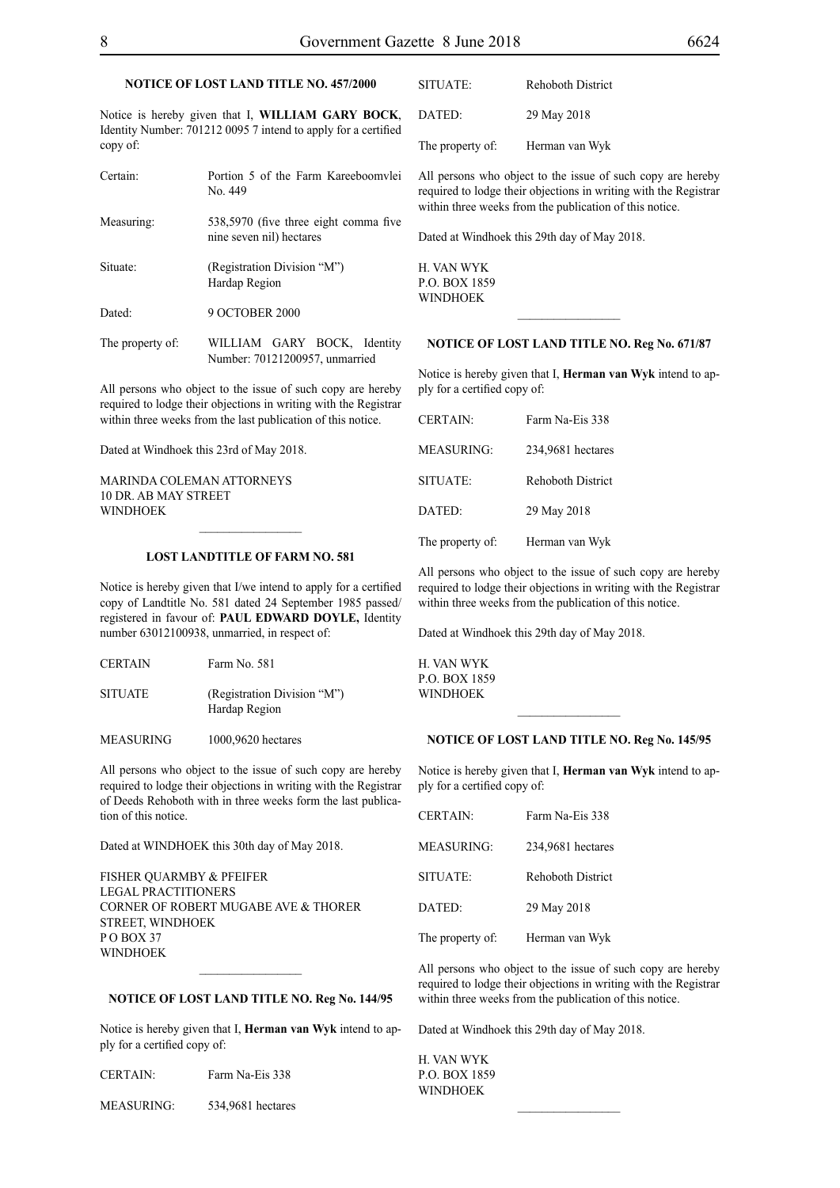**NOTICE OF LOST LAND TITLE NO. 457/2000**

Notice is hereby given that I, **WILLIAM GARY BOCK**, Identity Number: 701212 0095 7 intend to apply for a certified copy of:

| | |
|---|---|
| Certain: | Portion 5 of the Farm Kareeboomvlei No. 449 |
| Measuring: | 538,5970 (five three eight comma five nine seven nil) hectares |
| Situate: | (Registration Division "M") Hardap Region |
| Dated: | 9 OCTOBER 2000 |
| The property of: | WILLIAM GARY BOCK, Identity Number: 70121200957, unmarried |

All persons who object to the issue of such copy are hereby required to lodge their objections in writing with the Registrar within three weeks from the last publication of this notice.

Dated at Windhoek this 23rd of May 2018.

MARINDA COLEMAN ATTORNEYS
10 DR. AB MAY STREET
WINDHOEK

________________

**LOST LANDTITLE OF FARM NO. 581**

Notice is hereby given that I/we intend to apply for a certified copy of Landtitle No. 581 dated 24 September 1985 passed/registered in favour of: **PAUL EDWARD DOYLE,** Identity number 63012100938, unmarried, in respect of:

| | |
|---|---|
| CERTAIN | Farm No. 581 |
| SITUATE | (Registration Division "M") Hardap Region |
| MEASURING | 1000,9620 hectares |

All persons who object to the issue of such copy are hereby required to lodge their objections in writing with the Registrar of Deeds Rehoboth with in three weeks form the last publication of this notice.

Dated at WINDHOEK this 30th day of May 2018.

FISHER QUARMBY & PFEIFER
LEGAL PRACTITIONERS
CORNER OF ROBERT MUGABE AVE & THORER STREET, WINDHOEK
P O BOX 37
WINDHOEK

________________

**NOTICE OF LOST LAND TITLE NO. Reg No. 144/95**

Notice is hereby given that I, **Herman van Wyk** intend to apply for a certified copy of:

| | |
|---|---|
| CERTAIN: | Farm Na-Eis 338 |
| MEASURING: | 534,9681 hectares |
| SITUATE: | Rehoboth District |
| DATED: | 29 May 2018 |
| The property of: | Herman van Wyk |

All persons who object to the issue of such copy are hereby required to lodge their objections in writing with the Registrar within three weeks from the publication of this notice.

Dated at Windhoek this 29th day of May 2018.

H. VAN WYK
P.O. BOX 1859
WINDHOEK

________________

**NOTICE OF LOST LAND TITLE NO. Reg No. 671/87**

Notice is hereby given that I, **Herman van Wyk** intend to apply for a certified copy of:

| | |
|---|---|
| CERTAIN: | Farm Na-Eis 338 |
| MEASURING: | 234,9681 hectares |
| SITUATE: | Rehoboth District |
| DATED: | 29 May 2018 |
| The property of: | Herman van Wyk |

All persons who object to the issue of such copy are hereby required to lodge their objections in writing with the Registrar within three weeks from the publication of this notice.

Dated at Windhoek this 29th day of May 2018.

H. VAN WYK
P.O. BOX 1859
WINDHOEK

________________

**NOTICE OF LOST LAND TITLE NO. Reg No. 145/95**

Notice is hereby given that I, **Herman van Wyk** intend to apply for a certified copy of:

| | |
|---|---|
| CERTAIN: | Farm Na-Eis 338 |
| MEASURING: | 234,9681 hectares |
| SITUATE: | Rehoboth District |
| DATED: | 29 May 2018 |
| The property of: | Herman van Wyk |

All persons who object to the issue of such copy are hereby required to lodge their objections in writing with the Registrar within three weeks from the publication of this notice.

Dated at Windhoek this 29th day of May 2018.

H. VAN WYK
P.O. BOX 1859
WINDHOEK

________________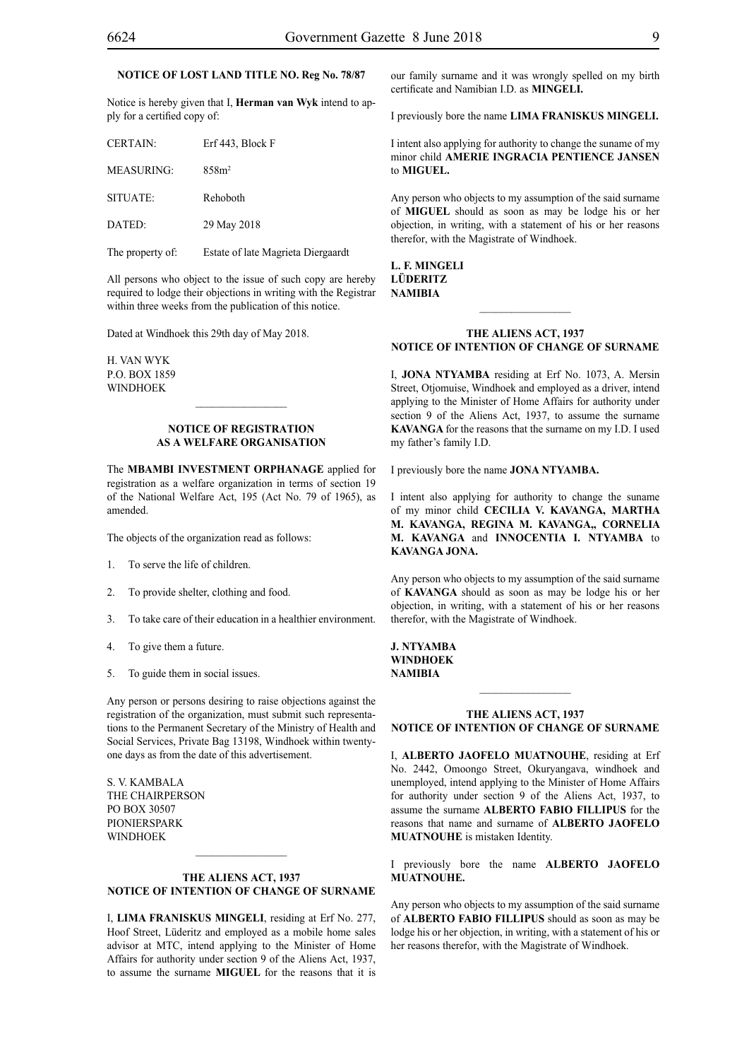**NOTICE OF LOST LAND TITLE NO. Reg No. 78/87**

Notice is hereby given that I, **Herman van Wyk** intend to apply for a certified copy of:

| | |
|---|---|
| CERTAIN: | Erf 443, Block F |
| MEASURING: | 858m$^2$ |
| SITUATE: | Rehoboth |
| DATED: | 29 May 2018 |
| The property of: | Estate of late Magrieta Diergaardt |

All persons who object to the issue of such copy are hereby required to lodge their objections in writing with the Registrar within three weeks from the publication of this notice.

Dated at Windhoek this 29th day of May 2018.

H. VAN WYK
P.O. BOX 1859
WINDHOEK

---

**NOTICE OF REGISTRATION AS A WELFARE ORGANISATION**

The **MBAMBI INVESTMENT ORPHANAGE** applied for registration as a welfare organization in terms of section 19 of the National Welfare Act, 195 (Act No. 79 of 1965), as amended.

The objects of the organization read as follows:

1. To serve the life of children.
2. To provide shelter, clothing and food.
3. To take care of their education in a healthier environment.
4. To give them a future.
5. To guide them in social issues.

Any person or persons desiring to raise objections against the registration of the organization, must submit such representations to the Permanent Secretary of the Ministry of Health and Social Services, Private Bag 13198, Windhoek within twenty-one days as from the date of this advertisement.

S. V. KAMBALA
THE CHAIRPERSON
PO BOX 30507
PIONIERSPARK
WINDHOEK

---

**THE ALIENS ACT, 1937**
**NOTICE OF INTENTION OF CHANGE OF SURNAME**

I, **LIMA FRANISKUS MINGELI**, residing at Erf No. 277, Hoof Street, Lüderitz and employed as a mobile home sales advisor at MTC, intend applying to the Minister of Home Affairs for authority under section 9 of the Aliens Act, 1937, to assume the surname **MIGUEL** for the reasons that it is our family surname and it was wrongly spelled on my birth certificate and Namibian I.D. as **MINGELI.**

I previously bore the name **LIMA FRANISKUS MINGELI.**

I intent also applying for authority to change the suname of my minor child **AMERIE INGRACIA PENTIENCE JANSEN** to **MIGUEL.**

Any person who objects to my assumption of the said surname of **MIGUEL** should as soon as may be lodge his or her objection, in writing, with a statement of his or her reasons therefor, with the Magistrate of Windhoek.

**L. F. MINGELI**
**LÜDERITZ**
**NAMIBIA**

---

**THE ALIENS ACT, 1937**
**NOTICE OF INTENTION OF CHANGE OF SURNAME**

I, **JONA NTYAMBA** residing at Erf No. 1073, A. Mersin Street, Otjomuise, Windhoek and employed as a driver, intend applying to the Minister of Home Affairs for authority under section 9 of the Aliens Act, 1937, to assume the surname **KAVANGA** for the reasons that the surname on my I.D. I used my father's family I.D.

I previously bore the name **JONA NTYAMBA.**

I intent also applying for authority to change the suname of my minor child **CECILIA V. KAVANGA, MARTHA M. KAVANGA, REGINA M. KAVANGA,, CORNELIA M. KAVANGA** and **INNOCENTIA I. NTYAMBA** to **KAVANGA JONA.**

Any person who objects to my assumption of the said surname of **KAVANGA** should as soon as may be lodge his or her objection, in writing, with a statement of his or her reasons therefor, with the Magistrate of Windhoek.

**J. NTYAMBA**
**WINDHOEK**
**NAMIBIA**

---

**THE ALIENS ACT, 1937**
**NOTICE OF INTENTION OF CHANGE OF SURNAME**

I, **ALBERTO JAOFELO MUATNOUHE**, residing at Erf No. 2442, Omoongo Street, Okuryangava, windhoek and unemployed, intend applying to the Minister of Home Affairs for authority under section 9 of the Aliens Act, 1937, to assume the surname **ALBERTO FABIO FILLIPUS** for the reasons that name and surname of **ALBERTO JAOFELO MUATNOUHE** is mistaken Identity.

I previously bore the name **ALBERTO JAOFELO MUATNOUHE.**

Any person who objects to my assumption of the said surname of **ALBERTO FABIO FILLIPUS** should as soon as may be lodge his or her objection, in writing, with a statement of his or her reasons therefor, with the Magistrate of Windhoek.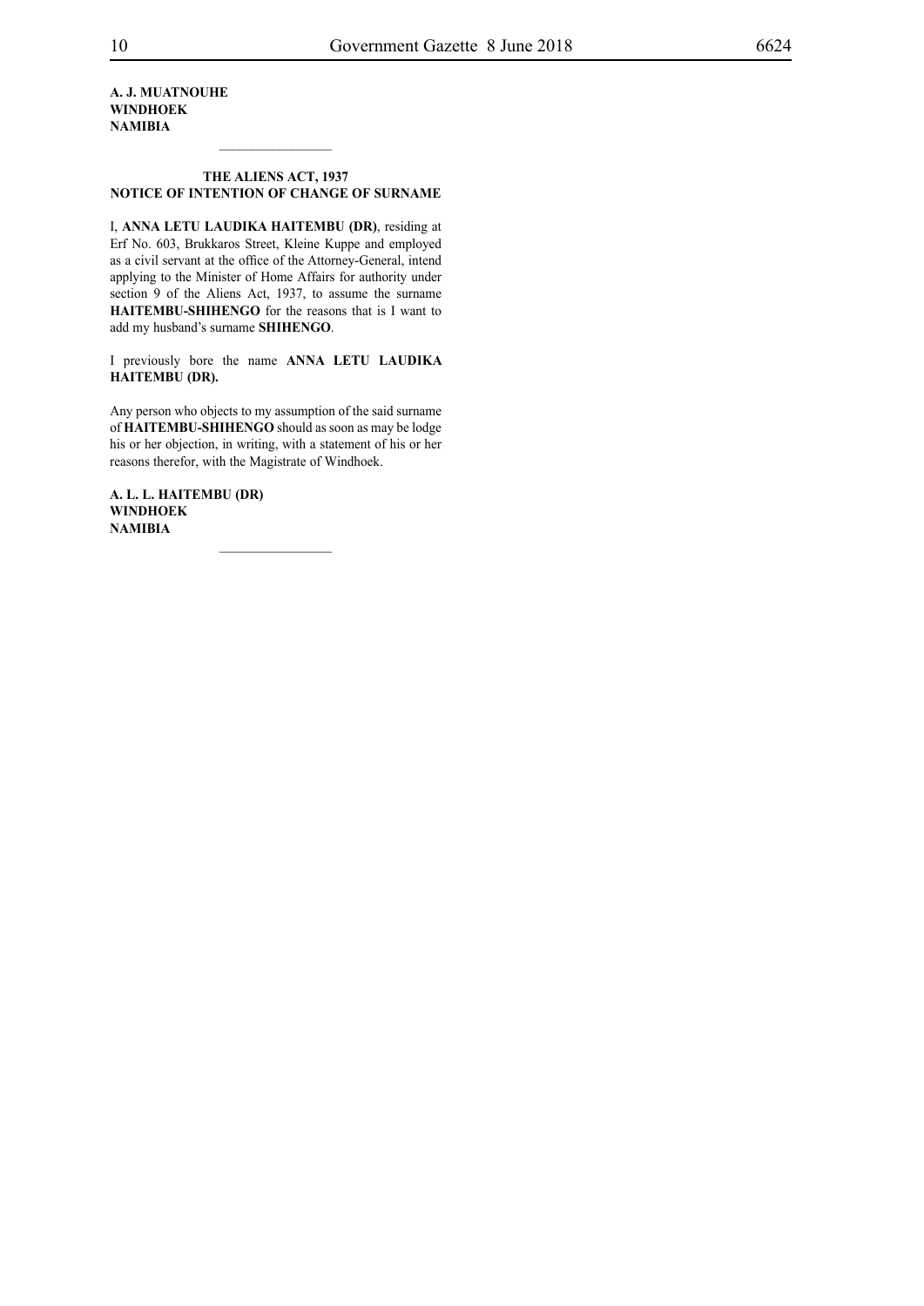**A. J. MUATNOUHE**
**WINDHOEK**
**NAMIBIA**

---

**THE ALIENS ACT, 1937**
**NOTICE OF INTENTION OF CHANGE OF SURNAME**

I, **ANNA LETU LAUDIKA HAITEMBU (DR)**, residing at Erf No. 603, Brukkaros Street, Kleine Kuppe and employed as a civil servant at the office of the Attorney-General, intend applying to the Minister of Home Affairs for authority under section 9 of the Aliens Act, 1937, to assume the surname **HAITEMBU-SHIHENGO** for the reasons that is I want to add my husband's surname **SHIHENGO**.

I previously bore the name **ANNA LETU LAUDIKA HAITEMBU (DR).**

Any person who objects to my assumption of the said surname of **HAITEMBU-SHIHENGO** should as soon as may be lodge his or her objection, in writing, with a statement of his or her reasons therefor, with the Magistrate of Windhoek.

**A. L. L. HAITEMBU (DR)**
**WINDHOEK**
**NAMIBIA**

---